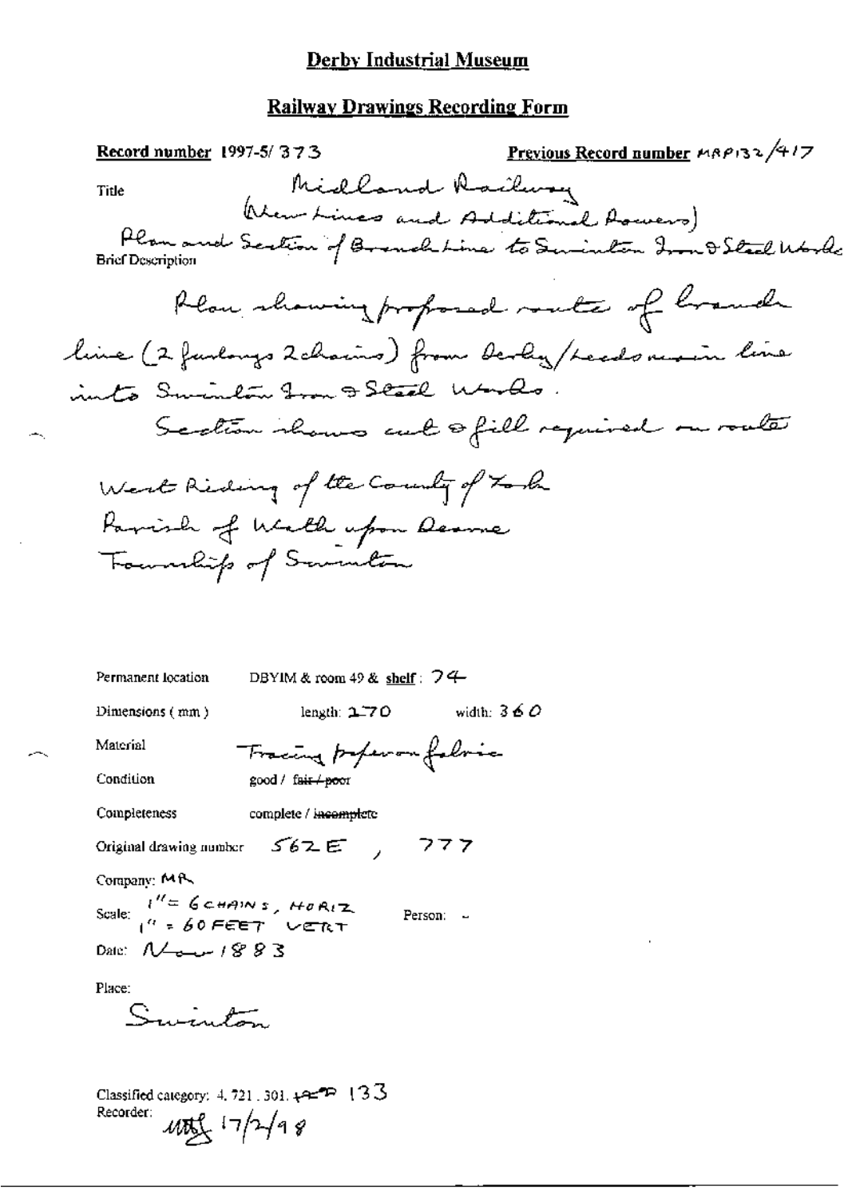# Derby Industrial Museum

## Railway Drawings Recording Form

**Record number** 1997-5/ 373 **Previous Record number** MRP132/417

Title: Midland Railway (New Lines and Additional Powers)

Plan and Section of Branch Line to Swinton Iron & Steel Works

Brief Description

Plan showing proposed route of branch line (2 furlongs 2 chains) from Derby/Leeds main line into Swinton Iron & Steel Works.

Section shows cut & fill required on route

West Riding of the County of York
Parish of Wath upon Dearne
Township of Swinton

Permanent location: DBYIM & room 49 & shelf: 74

Dimensions (mm): length: 270 width: 360

Material: Tracing paper on fabric

Condition: good / ~~fair / poor~~

Completeness: complete / ~~incomplete~~

Original drawing number: 562E , 777

Company: MR

Scale: 1" = 6 CHAINS, HORIZ; 1" = 60 FEET VERT Person: -

Date: Nov 1883

Place: Swinton

Classified category: 4.721.301.~~RP~~ 133

Recorder: MBS 17/2/98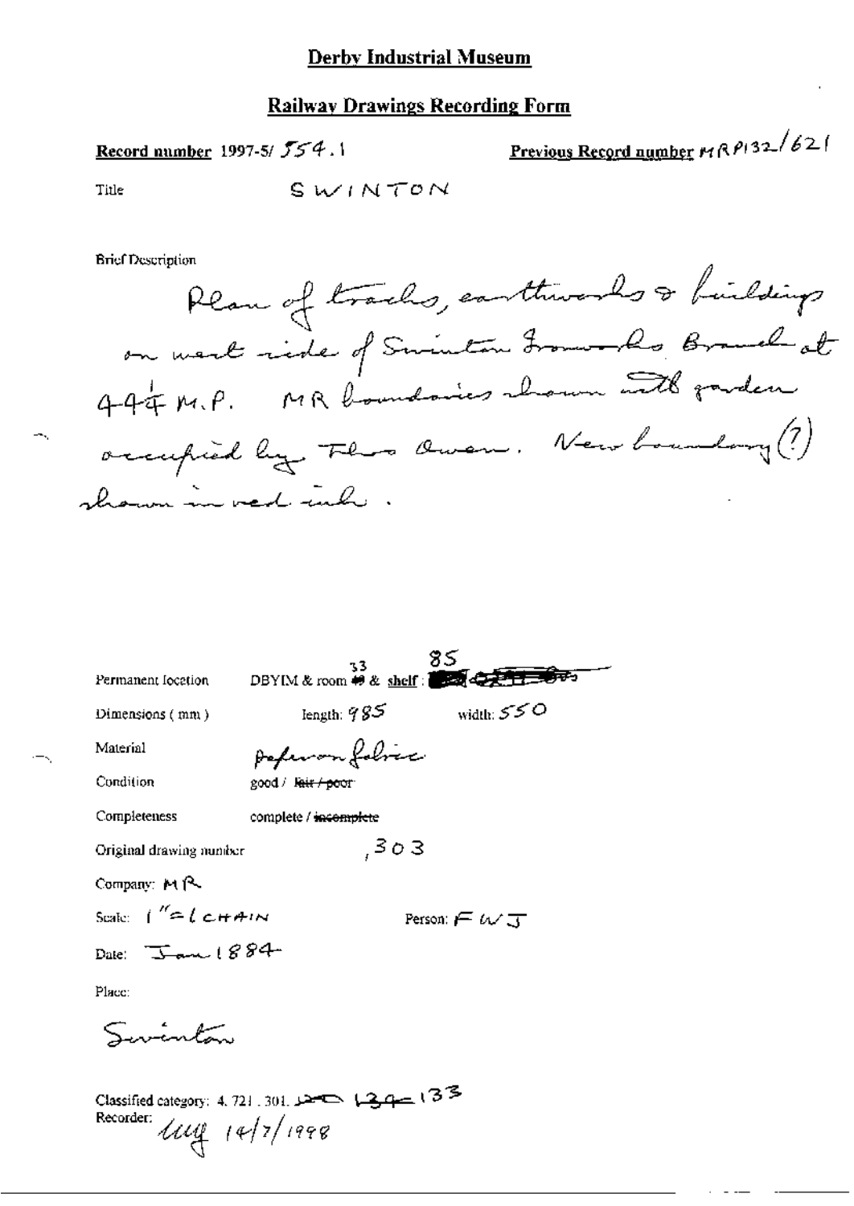# Derby Industrial Museum

## Railway Drawings Recording Form

**Record number** 1997-5/ 554.1

**Previous Record number** MRP132/621

Title SWINTON

Brief Description

Plan of tracks, earthworks & buildings on west side of Swinton Ironworks Branch at 44¼ M.P. MR boundaries shown with garden occupied by Thos Owen. New boundary (?) shown in red ink.

Permanent location DBYIM & room 33 & shelf : 85

Dimensions ( mm ) length: 985 width: 550

Material Paper on fabric

Condition good / ~~fair / poor~~

Completeness complete / ~~incomplete~~

Original drawing number ,303

Company: MR

Scale: 1" = 1 CHAIN

Person: FWJ

Date: Jan 1884

Place:

Swinton

Classified category: 4. 721 . 301. ~~120~~ ~~134~~ 133

Recorder: 14/7/1998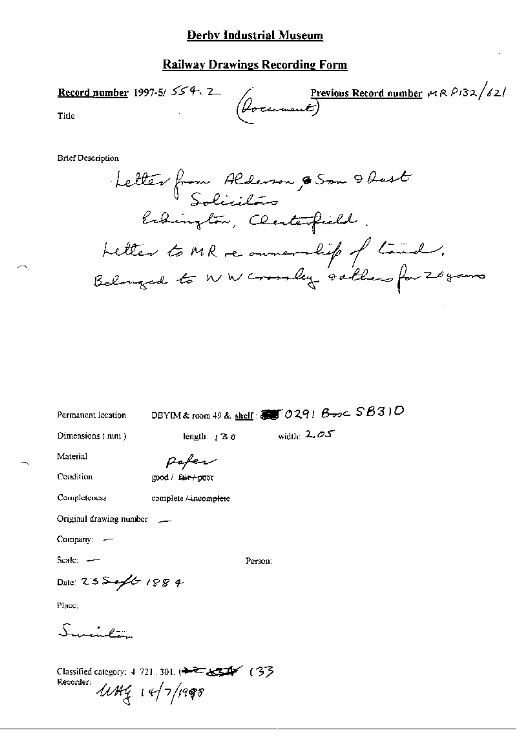# Derby Industrial Museum

## Railway Drawings Recording Form

**Record number** 1997-5/ 554.2 (Document) **Previous Record number** MR P132/621

Title

Brief Description

Letter from Alderson & Son & Dust
Solicitors
Eckington, Chesterfield.
Letter to MR re ownership of land.
Belonged to W W Crossley & others for 20 years

Permanent location DBYIM & room 49 & shelf: 0291 Box SB310

Dimensions (mm) length: 130 width: 205

Material Paper

Condition good / ~~fair / poor~~

Completeness complete / ~~incomplete~~

Original drawing number —

Company: —

Scale: — Person:

Date: 23 Sept 1884

Place:

Swinton

Classified category: 4 721.301. ~~(~~ 133

Recorder: MAG 14/7/1998